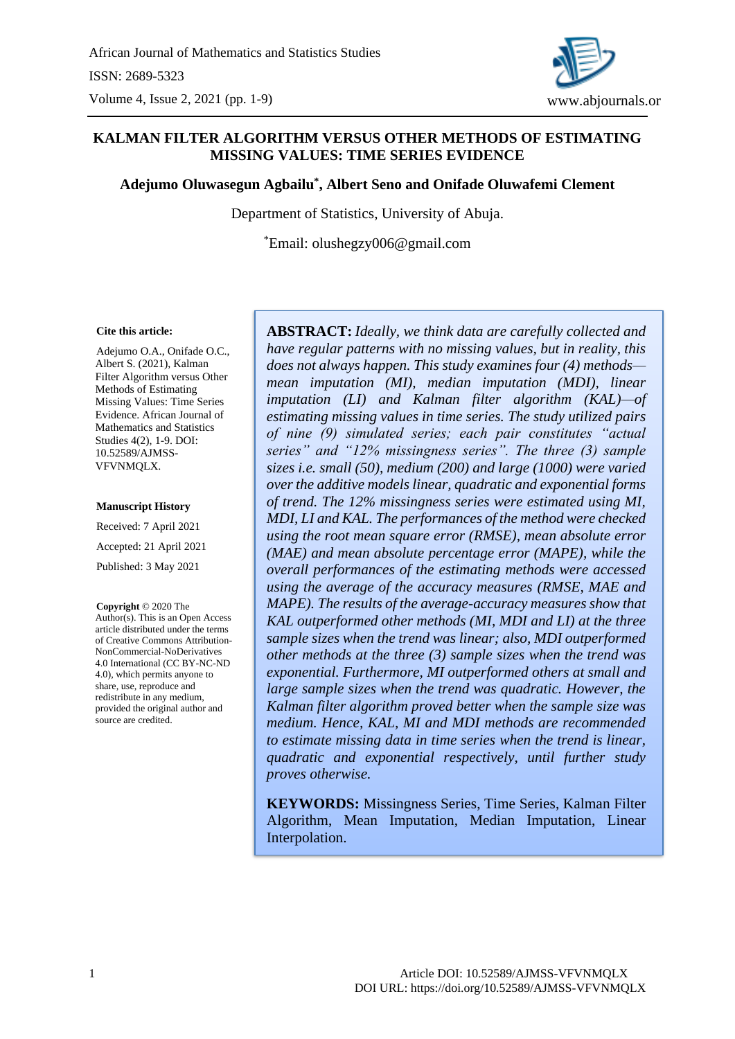# KALMAN FILTER ALGORITHM VERSUS OTHER METHODS OF ESTIMATING MISSING VALUES: TIME SERIES EVIDENCE

**Adejumo Oluwasegun Agbailu*, Albert Seno and Onifade Oluwafemi Clement**

Department of Statistics, University of Abuja.

*Email: olushegzy006@gmail.com

**Cite this article:**

Adejumo O.A., Onifade O.C., Albert S. (2021), Kalman Filter Algorithm versus Other Methods of Estimating Missing Values: Time Series Evidence. African Journal of Mathematics and Statistics Studies 4(2), 1-9. DOI: 10.52589/AJMSS-VFVNMQLX.

**Manuscript History**

Received: 7 April 2021

Accepted: 21 April 2021

Published: 3 May 2021

**Copyright** © 2020 The Author(s). This is an Open Access article distributed under the terms of Creative Commons Attribution-NonCommercial-NoDerivatives 4.0 International (CC BY-NC-ND 4.0), which permits anyone to share, use, reproduce and redistribute in any medium, provided the original author and source are credited.

**ABSTRACT:** *Ideally, we think data are carefully collected and have regular patterns with no missing values, but in reality, this does not always happen. This study examines four (4) methods—mean imputation (MI), median imputation (MDI), linear imputation (LI) and Kalman filter algorithm (KAL)—of estimating missing values in time series. The study utilized pairs of nine (9) simulated series; each pair constitutes "actual series" and "12% missingness series". The three (3) sample sizes i.e. small (50), medium (200) and large (1000) were varied over the additive models linear, quadratic and exponential forms of trend. The 12% missingness series were estimated using MI, MDI, LI and KAL. The performances of the method were checked using the root mean square error (RMSE), mean absolute error (MAE) and mean absolute percentage error (MAPE), while the overall performances of the estimating methods were accessed using the average of the accuracy measures (RMSE, MAE and MAPE). The results of the average-accuracy measures show that KAL outperformed other methods (MI, MDI and LI) at the three sample sizes when the trend was linear; also, MDI outperformed other methods at the three (3) sample sizes when the trend was exponential. Furthermore, MI outperformed others at small and large sample sizes when the trend was quadratic. However, the Kalman filter algorithm proved better when the sample size was medium. Hence, KAL, MI and MDI methods are recommended to estimate missing data in time series when the trend is linear, quadratic and exponential respectively, until further study proves otherwise.*

**KEYWORDS:** Missingness Series, Time Series, Kalman Filter Algorithm, Mean Imputation, Median Imputation, Linear Interpolation.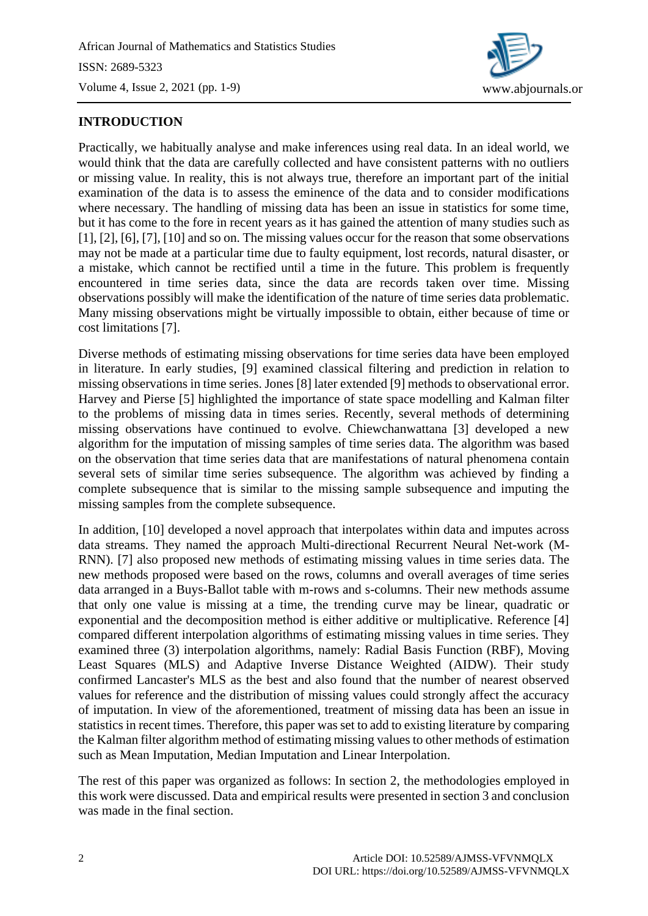## INTRODUCTION

Practically, we habitually analyse and make inferences using real data. In an ideal world, we would think that the data are carefully collected and have consistent patterns with no outliers or missing value. In reality, this is not always true, therefore an important part of the initial examination of the data is to assess the eminence of the data and to consider modifications where necessary. The handling of missing data has been an issue in statistics for some time, but it has come to the fore in recent years as it has gained the attention of many studies such as [1], [2], [6], [7], [10] and so on. The missing values occur for the reason that some observations may not be made at a particular time due to faulty equipment, lost records, natural disaster, or a mistake, which cannot be rectified until a time in the future. This problem is frequently encountered in time series data, since the data are records taken over time. Missing observations possibly will make the identification of the nature of time series data problematic. Many missing observations might be virtually impossible to obtain, either because of time or cost limitations [7].

Diverse methods of estimating missing observations for time series data have been employed in literature. In early studies, [9] examined classical filtering and prediction in relation to missing observations in time series. Jones [8] later extended [9] methods to observational error. Harvey and Pierse [5] highlighted the importance of state space modelling and Kalman filter to the problems of missing data in times series. Recently, several methods of determining missing observations have continued to evolve. Chiewchanwattana [3] developed a new algorithm for the imputation of missing samples of time series data. The algorithm was based on the observation that time series data that are manifestations of natural phenomena contain several sets of similar time series subsequence. The algorithm was achieved by finding a complete subsequence that is similar to the missing sample subsequence and imputing the missing samples from the complete subsequence.

In addition, [10] developed a novel approach that interpolates within data and imputes across data streams. They named the approach Multi-directional Recurrent Neural Net-work (M-RNN). [7] also proposed new methods of estimating missing values in time series data. The new methods proposed were based on the rows, columns and overall averages of time series data arranged in a Buys-Ballot table with m-rows and s-columns. Their new methods assume that only one value is missing at a time, the trending curve may be linear, quadratic or exponential and the decomposition method is either additive or multiplicative. Reference [4] compared different interpolation algorithms of estimating missing values in time series. They examined three (3) interpolation algorithms, namely: Radial Basis Function (RBF), Moving Least Squares (MLS) and Adaptive Inverse Distance Weighted (AIDW). Their study confirmed Lancaster's MLS as the best and also found that the number of nearest observed values for reference and the distribution of missing values could strongly affect the accuracy of imputation. In view of the aforementioned, treatment of missing data has been an issue in statistics in recent times. Therefore, this paper was set to add to existing literature by comparing the Kalman filter algorithm method of estimating missing values to other methods of estimation such as Mean Imputation, Median Imputation and Linear Interpolation.

The rest of this paper was organized as follows: In section 2, the methodologies employed in this work were discussed. Data and empirical results were presented in section 3 and conclusion was made in the final section.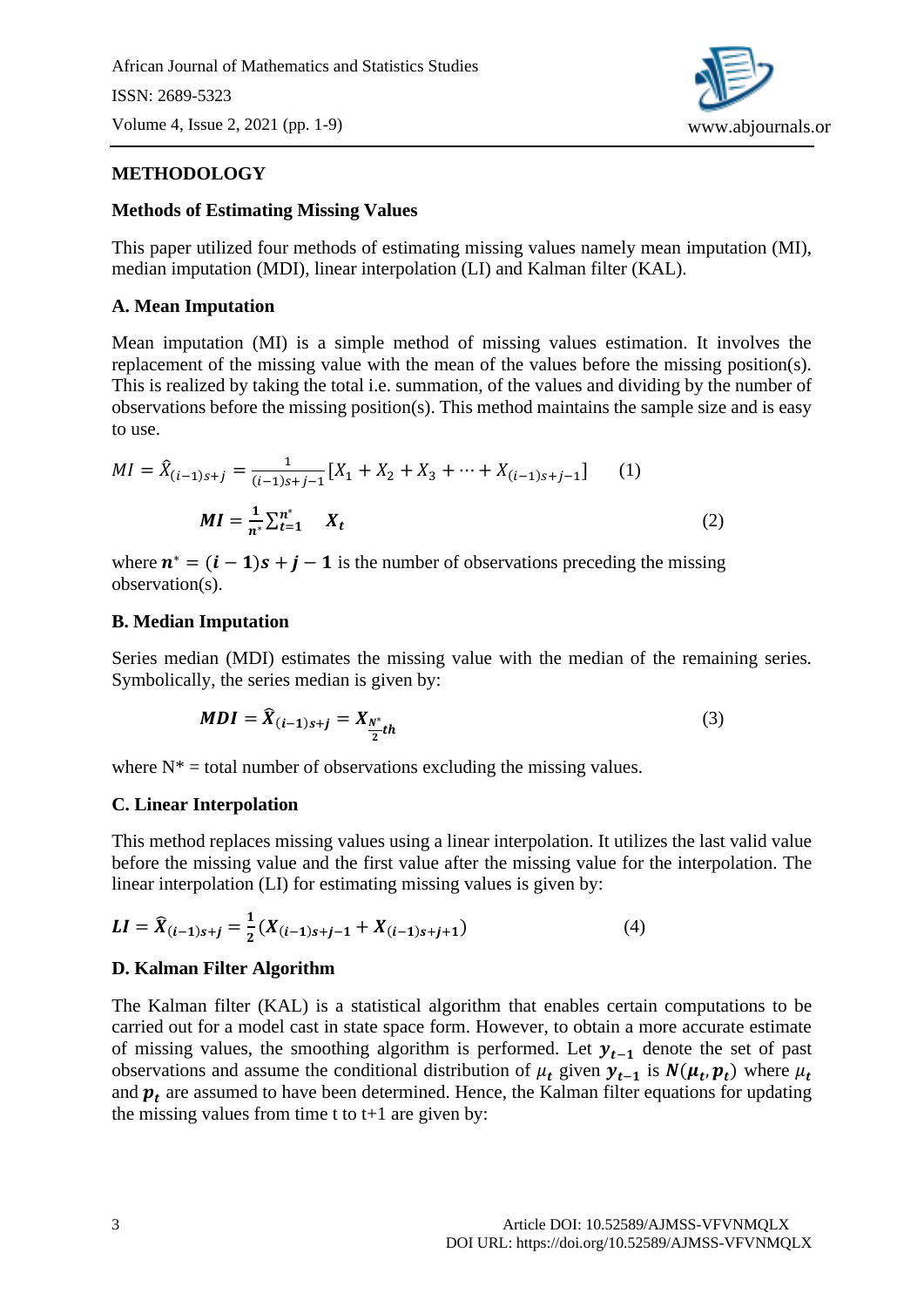## METHODOLOGY

### Methods of Estimating Missing Values

This paper utilized four methods of estimating missing values namely mean imputation (MI), median imputation (MDI), linear interpolation (LI) and Kalman filter (KAL).

### A. Mean Imputation

Mean imputation (MI) is a simple method of missing values estimation. It involves the replacement of the missing value with the mean of the values before the missing position(s). This is realized by taking the total i.e. summation, of the values and dividing by the number of observations before the missing position(s). This method maintains the sample size and is easy to use.

$$MI = \hat{X}_{(i-1)s+j} = \frac{1}{(i-1)s+j-1}\left[X_1 + X_2 + X_3 + \cdots + X_{(i-1)s+j-1}\right] \quad (1)$$

$$\boldsymbol{MI} = \frac{\mathbf{1}}{\boldsymbol{n}^*}\sum_{t=1}^{n^*} \boldsymbol{X}_t \quad (2)$$

where $\boldsymbol{n}^* = (\boldsymbol{i}-\mathbf{1})\boldsymbol{s} + \boldsymbol{j} - \mathbf{1}$ is the number of observations preceding the missing observation(s).

### B. Median Imputation

Series median (MDI) estimates the missing value with the median of the remaining series. Symbolically, the series median is given by:

$$\boldsymbol{MDI} = \hat{\boldsymbol{X}}_{(i-1)s+j} = \boldsymbol{X}_{\frac{N^*}{2}th} \quad (3)$$

where N* = total number of observations excluding the missing values.

### C. Linear Interpolation

This method replaces missing values using a linear interpolation. It utilizes the last valid value before the missing value and the first value after the missing value for the interpolation. The linear interpolation (LI) for estimating missing values is given by:

$$\boldsymbol{LI} = \hat{\boldsymbol{X}}_{(i-1)s+j} = \frac{\mathbf{1}}{\mathbf{2}}\left(\boldsymbol{X}_{(i-1)s+j-1} + \boldsymbol{X}_{(i-1)s+j+1}\right) \quad (4)$$

### D. Kalman Filter Algorithm

The Kalman filter (KAL) is a statistical algorithm that enables certain computations to be carried out for a model cast in state space form. However, to obtain a more accurate estimate of missing values, the smoothing algorithm is performed. Let $\boldsymbol{y}_{t-1}$ denote the set of past observations and assume the conditional distribution of $\mu_t$ given $\boldsymbol{y}_{t-1}$ is $\boldsymbol{N}(\boldsymbol{\mu}_t, \boldsymbol{p}_t)$ where $\mu_t$ and $\boldsymbol{p}_t$ are assumed to have been determined. Hence, the Kalman filter equations for updating the missing values from time t to t+1 are given by: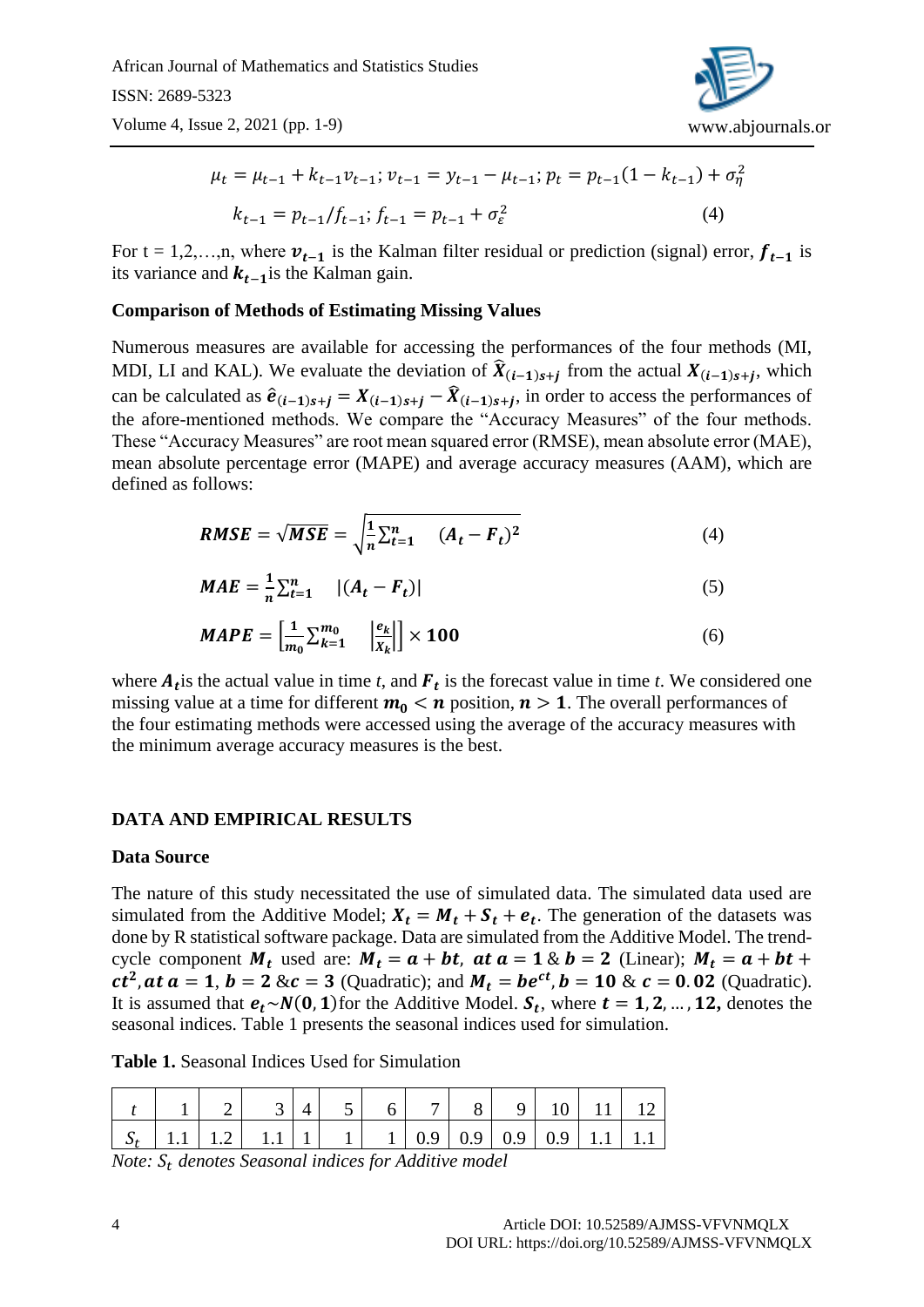$$\mu_t = \mu_{t-1} + k_{t-1}v_{t-1};\ v_{t-1} = y_{t-1} - \mu_{t-1};\ p_t = p_{t-1}(1 - k_{t-1}) + \sigma_\eta^2$$

$$k_{t-1} = p_{t-1}/f_{t-1};\ f_{t-1} = p_{t-1} + \sigma_\varepsilon^2 \qquad (4)$$

For t = 1,2,…,n, where $\boldsymbol{v_{t-1}}$ is the Kalman filter residual or prediction (signal) error, $\boldsymbol{f_{t-1}}$ is its variance and $\boldsymbol{k_{t-1}}$is the Kalman gain.

**Comparison of Methods of Estimating Missing Values**

Numerous measures are available for accessing the performances of the four methods (MI, MDI, LI and KAL). We evaluate the deviation of $\widehat{\boldsymbol{X}}_{(\boldsymbol{i-1})\boldsymbol{s+j}}$ from the actual $\boldsymbol{X}_{(\boldsymbol{i-1})\boldsymbol{s+j}}$, which can be calculated as $\widehat{\boldsymbol{e}}_{(\boldsymbol{i-1})\boldsymbol{s+j}} = \boldsymbol{X}_{(\boldsymbol{i-1})\boldsymbol{s+j}} - \widehat{\boldsymbol{X}}_{(\boldsymbol{i-1})\boldsymbol{s+j}}$, in order to access the performances of the afore-mentioned methods. We compare the "Accuracy Measures" of the four methods. These "Accuracy Measures" are root mean squared error (RMSE), mean absolute error (MAE), mean absolute percentage error (MAPE) and average accuracy measures (AAM), which are defined as follows:

$$\boldsymbol{RMSE} = \sqrt{\boldsymbol{MSE}} = \sqrt{\frac{1}{n}\sum_{t=1}^{n} (A_t - F_t)^2} \qquad (4)$$

$$\boldsymbol{MAE} = \frac{1}{n}\sum_{t=1}^{n} |(A_t - F_t)| \qquad (5)$$

$$\boldsymbol{MAPE} = \left[\frac{1}{m_0}\sum_{k=1}^{m_0} \left|\frac{e_k}{X_k}\right|\right] \times 100 \qquad (6)$$

where $\boldsymbol{A_t}$is the actual value in time *t*, and $\boldsymbol{F_t}$ is the forecast value in time *t*. We considered one missing value at a time for different $\boldsymbol{m_0 < n}$ position, $\boldsymbol{n > 1}$. The overall performances of the four estimating methods were accessed using the average of the accuracy measures with the minimum average accuracy measures is the best.

## DATA AND EMPIRICAL RESULTS

### Data Source

The nature of this study necessitated the use of simulated data. The simulated data used are simulated from the Additive Model; $\boldsymbol{X_t = M_t + S_t + e_t}$. The generation of the datasets was done by R statistical software package. Data are simulated from the Additive Model. The trend-cycle component $\boldsymbol{M_t}$ used are: $\boldsymbol{M_t = a + bt}$, $\boldsymbol{at\ a = 1}$ & $\boldsymbol{b = 2}$ (Linear); $\boldsymbol{M_t = a + bt + ct^2}$, $\boldsymbol{at\ a = 1}$, $\boldsymbol{b = 2}$ &$\boldsymbol{c = 3}$ (Quadratic); and $\boldsymbol{M_t = be^{ct}}$, $\boldsymbol{b = 10}$ & $\boldsymbol{c = 0.02}$ (Quadratic). It is assumed that $\boldsymbol{e_t \sim N(0,1)}$for the Additive Model. $\boldsymbol{S_t}$, where $\boldsymbol{t = 1, 2, \ldots, 12,}$ denotes the seasonal indices. Table 1 presents the seasonal indices used for simulation.

**Table 1.** Seasonal Indices Used for Simulation

| $t$ | 1 | 2 | 3 | 4 | 5 | 6 | 7 | 8 | 9 | 10 | 11 | 12 |
|---|---|---|---|---|---|---|---|---|---|---|---|---|
| $S_t$ | 1.1 | 1.2 | 1.1 | 1 | 1 | 1 | 0.9 | 0.9 | 0.9 | 0.9 | 1.1 | 1.1 |

*Note: $S_t$ denotes Seasonal indices for Additive model*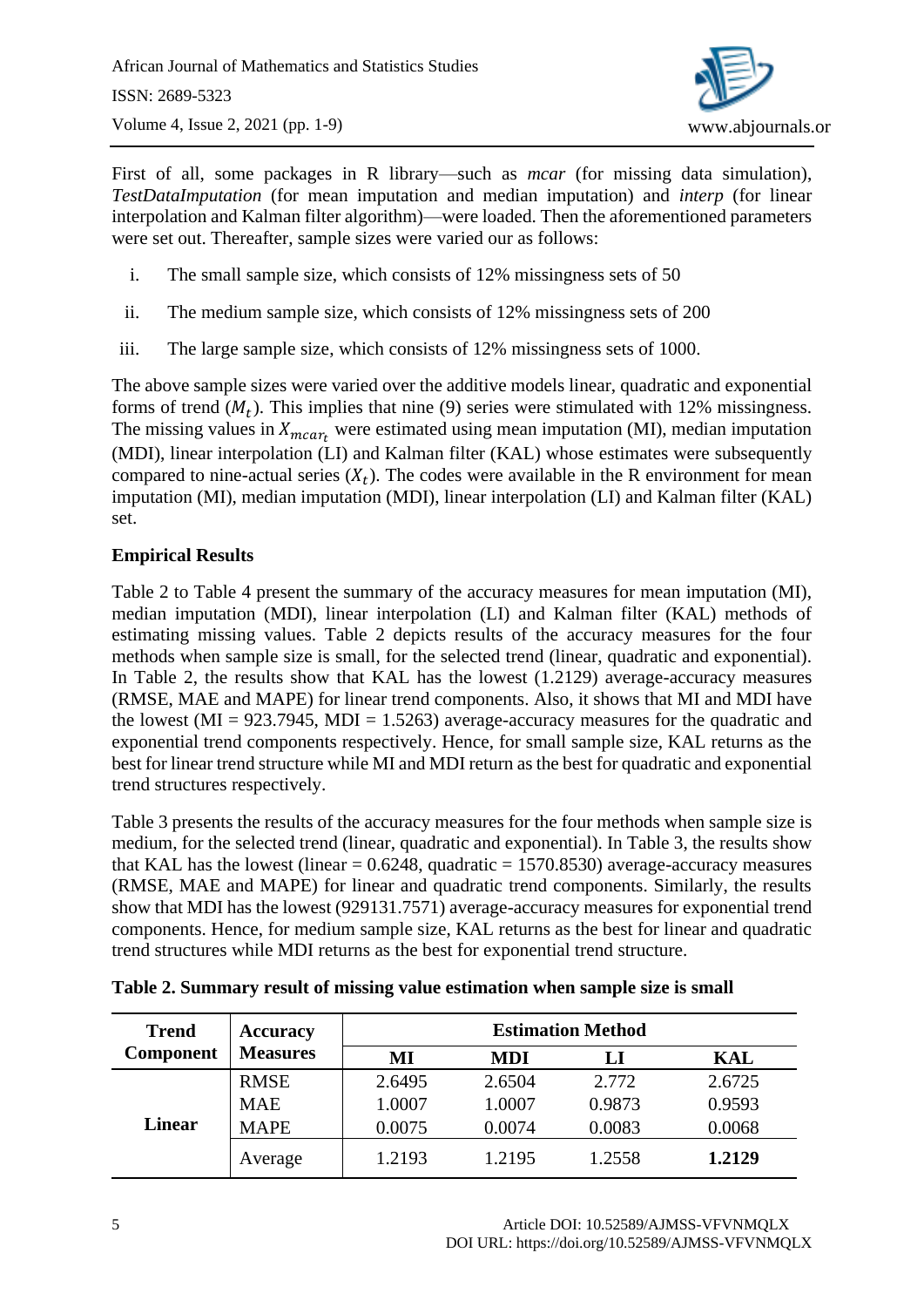First of all, some packages in R library—such as *mcar* (for missing data simulation), *TestDataImputation* (for mean imputation and median imputation) and *interp* (for linear interpolation and Kalman filter algorithm)—were loaded. Then the aforementioned parameters were set out. Thereafter, sample sizes were varied our as follows:

i. The small sample size, which consists of 12% missingness sets of 50

ii. The medium sample size, which consists of 12% missingness sets of 200

iii. The large sample size, which consists of 12% missingness sets of 1000.

The above sample sizes were varied over the additive models linear, quadratic and exponential forms of trend ($M_t$). This implies that nine (9) series were stimulated with 12% missingness. The missing values in $X_{mcar_t}$ were estimated using mean imputation (MI), median imputation (MDI), linear interpolation (LI) and Kalman filter (KAL) whose estimates were subsequently compared to nine-actual series ($X_t$). The codes were available in the R environment for mean imputation (MI), median imputation (MDI), linear interpolation (LI) and Kalman filter (KAL) set.

## Empirical Results

Table 2 to Table 4 present the summary of the accuracy measures for mean imputation (MI), median imputation (MDI), linear interpolation (LI) and Kalman filter (KAL) methods of estimating missing values. Table 2 depicts results of the accuracy measures for the four methods when sample size is small, for the selected trend (linear, quadratic and exponential). In Table 2, the results show that KAL has the lowest (1.2129) average-accuracy measures (RMSE, MAE and MAPE) for linear trend components. Also, it shows that MI and MDI have the lowest (MI = 923.7945, MDI = 1.5263) average-accuracy measures for the quadratic and exponential trend components respectively. Hence, for small sample size, KAL returns as the best for linear trend structure while MI and MDI return as the best for quadratic and exponential trend structures respectively.

Table 3 presents the results of the accuracy measures for the four methods when sample size is medium, for the selected trend (linear, quadratic and exponential). In Table 3, the results show that KAL has the lowest (linear = 0.6248, quadratic = 1570.8530) average-accuracy measures (RMSE, MAE and MAPE) for linear and quadratic trend components. Similarly, the results show that MDI has the lowest (929131.7571) average-accuracy measures for exponential trend components. Hence, for medium sample size, KAL returns as the best for linear and quadratic trend structures while MDI returns as the best for exponential trend structure.

**Table 2. Summary result of missing value estimation when sample size is small**

| Trend Component | Accuracy Measures | Estimation Method | | | |
|---|---|---|---|---|---|
| | | MI | MDI | LI | KAL |
| Linear | RMSE | 2.6495 | 2.6504 | 2.772 | 2.6725 |
| | MAE | 1.0007 | 1.0007 | 0.9873 | 0.9593 |
| | MAPE | 0.0075 | 0.0074 | 0.0083 | 0.0068 |
| | Average | 1.2193 | 1.2195 | 1.2558 | **1.2129** |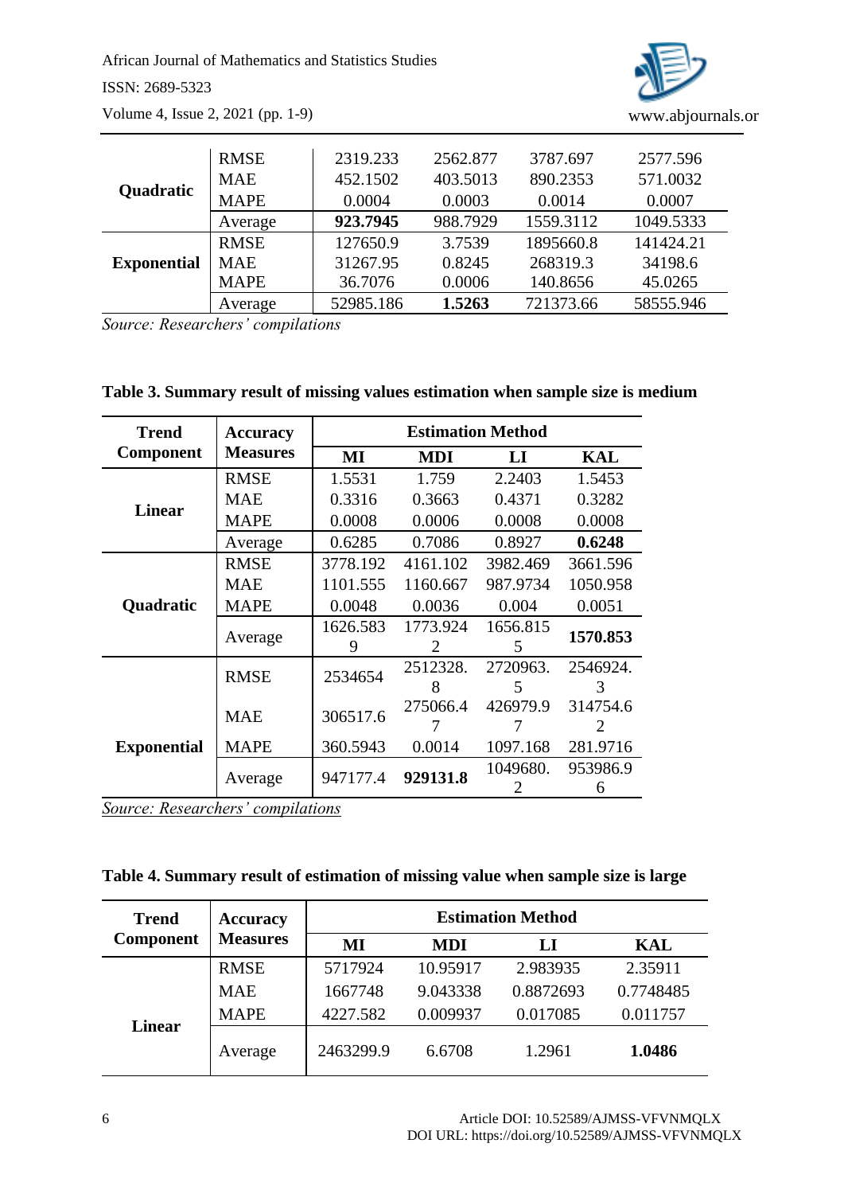| | | | | | |
|---|---|---|---|---|---|
| **Quadratic** | RMSE | 2319.233 | 2562.877 | 3787.697 | 2577.596 |
| | MAE | 452.1502 | 403.5013 | 890.2353 | 571.0032 |
| | MAPE | 0.0004 | 0.0003 | 0.0014 | 0.0007 |
| | Average | **923.7945** | 988.7929 | 1559.3112 | 1049.5333 |
| **Exponential** | RMSE | 127650.9 | 3.7539 | 1895660.8 | 141424.21 |
| | MAE | 31267.95 | 0.8245 | 268319.3 | 34198.6 |
| | MAPE | 36.7076 | 0.0006 | 140.8656 | 45.0265 |
| | Average | 52985.186 | **1.5263** | 721373.66 | 58555.946 |

*Source: Researchers' compilations*

**Table 3. Summary result of missing values estimation when sample size is medium**

| Trend Component | Accuracy Measures | Estimation Method | | | |
|---|---|---|---|---|---|
| | | **MI** | **MDI** | **LI** | **KAL** |
| **Linear** | RMSE | 1.5531 | 1.759 | 2.2403 | 1.5453 |
| | MAE | 0.3316 | 0.3663 | 0.4371 | 0.3282 |
| | MAPE | 0.0008 | 0.0006 | 0.0008 | 0.0008 |
| | Average | 0.6285 | 0.7086 | 0.8927 | **0.6248** |
| **Quadratic** | RMSE | 3778.192 | 4161.102 | 3982.469 | 3661.596 |
| | MAE | 1101.555 | 1160.667 | 987.9734 | 1050.958 |
| | MAPE | 0.0048 | 0.0036 | 0.004 | 0.0051 |
| | Average | 1626.5839 | 1773.9242 | 1656.8155 | **1570.853** |
| **Exponential** | RMSE | 2534654 | 2512328.8 | 2720963.5 | 2546924.3 |
| | MAE | 306517.6 | 275066.47 | 426979.97 | 314754.62 |
| | MAPE | 360.5943 | 0.0014 | 1097.168 | 281.9716 |
| | Average | 947177.4 | **929131.8** | 1049680.2 | 953986.96 |

*Source: Researchers' compilations*

**Table 4. Summary result of estimation of missing value when sample size is large**

| Trend Component | Accuracy Measures | Estimation Method | | | |
|---|---|---|---|---|---|
| | | **MI** | **MDI** | **LI** | **KAL** |
| **Linear** | RMSE | 5717924 | 10.95917 | 2.983935 | 2.35911 |
| | MAE | 1667748 | 9.043338 | 0.8872693 | 0.7748485 |
| | MAPE | 4227.582 | 0.009937 | 0.017085 | 0.011757 |
| | Average | 2463299.9 | 6.6708 | 1.2961 | **1.0486** |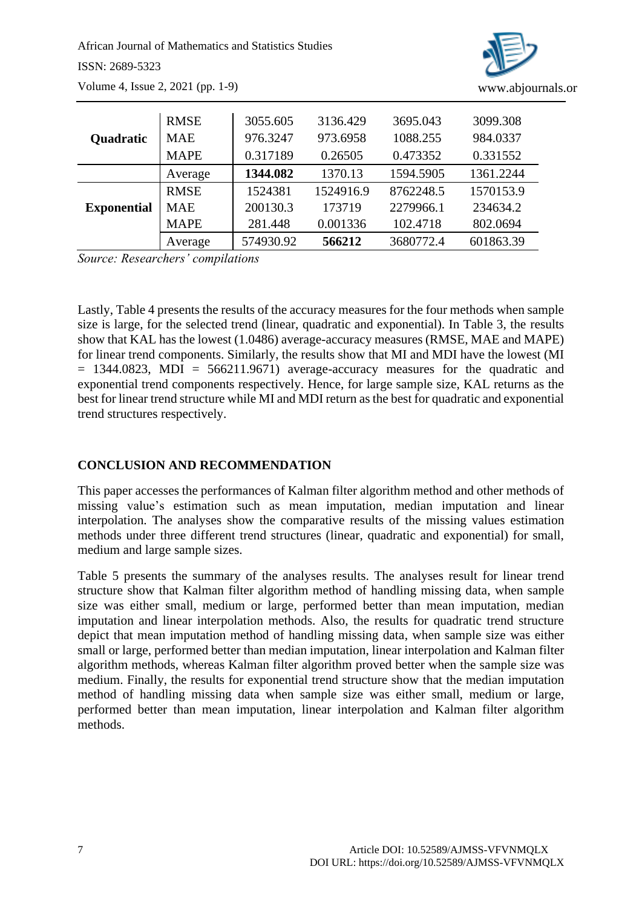| | | | | | |
|---|---|---|---|---|---|
| **Quadratic** | RMSE | 3055.605 | 3136.429 | 3695.043 | 3099.308 |
| | MAE | 976.3247 | 973.6958 | 1088.255 | 984.0337 |
| | MAPE | 0.317189 | 0.26505 | 0.473352 | 0.331552 |
| | Average | **1344.082** | 1370.13 | 1594.5905 | 1361.2244 |
| **Exponential** | RMSE | 1524381 | 1524916.9 | 8762248.5 | 1570153.9 |
| | MAE | 200130.3 | 173719 | 2279966.1 | 234634.2 |
| | MAPE | 281.448 | 0.001336 | 102.4718 | 802.0694 |
| | Average | 574930.92 | **566212** | 3680772.4 | 601863.39 |

*Source: Researchers' compilations*

Lastly, Table 4 presents the results of the accuracy measures for the four methods when sample size is large, for the selected trend (linear, quadratic and exponential). In Table 3, the results show that KAL has the lowest (1.0486) average-accuracy measures (RMSE, MAE and MAPE) for linear trend components. Similarly, the results show that MI and MDI have the lowest (MI = 1344.0823, MDI = 566211.9671) average-accuracy measures for the quadratic and exponential trend components respectively. Hence, for large sample size, KAL returns as the best for linear trend structure while MI and MDI return as the best for quadratic and exponential trend structures respectively.

## CONCLUSION AND RECOMMENDATION

This paper accesses the performances of Kalman filter algorithm method and other methods of missing value's estimation such as mean imputation, median imputation and linear interpolation. The analyses show the comparative results of the missing values estimation methods under three different trend structures (linear, quadratic and exponential) for small, medium and large sample sizes.

Table 5 presents the summary of the analyses results. The analyses result for linear trend structure show that Kalman filter algorithm method of handling missing data, when sample size was either small, medium or large, performed better than mean imputation, median imputation and linear interpolation methods. Also, the results for quadratic trend structure depict that mean imputation method of handling missing data, when sample size was either small or large, performed better than median imputation, linear interpolation and Kalman filter algorithm methods, whereas Kalman filter algorithm proved better when the sample size was medium. Finally, the results for exponential trend structure show that the median imputation method of handling missing data when sample size was either small, medium or large, performed better than mean imputation, linear interpolation and Kalman filter algorithm methods.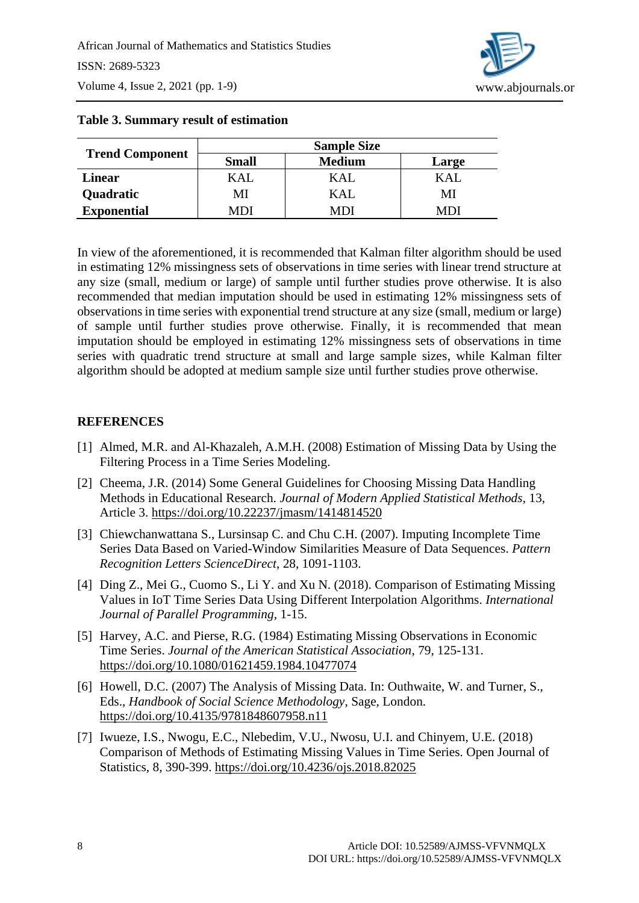**Table 3. Summary result of estimation**

| Trend Component | Sample Size | | |
|---|---|---|---|
| | **Small** | **Medium** | **Large** |
| **Linear** | KAL | KAL | KAL |
| **Quadratic** | MI | KAL | MI |
| **Exponential** | MDI | MDI | MDI |

In view of the aforementioned, it is recommended that Kalman filter algorithm should be used in estimating 12% missingness sets of observations in time series with linear trend structure at any size (small, medium or large) of sample until further studies prove otherwise. It is also recommended that median imputation should be used in estimating 12% missingness sets of observations in time series with exponential trend structure at any size (small, medium or large) of sample until further studies prove otherwise. Finally, it is recommended that mean imputation should be employed in estimating 12% missingness sets of observations in time series with quadratic trend structure at small and large sample sizes, while Kalman filter algorithm should be adopted at medium sample size until further studies prove otherwise.

## REFERENCES

[1] Almed, M.R. and Al-Khazaleh, A.M.H. (2008) Estimation of Missing Data by Using the Filtering Process in a Time Series Modeling.

[2] Cheema, J.R. (2014) Some General Guidelines for Choosing Missing Data Handling Methods in Educational Research. *Journal of Modern Applied Statistical Methods*, 13, Article 3. https://doi.org/10.22237/jmasm/1414814520

[3] Chiewchanwattana S., Lursinsap C. and Chu C.H. (2007). Imputing Incomplete Time Series Data Based on Varied-Window Similarities Measure of Data Sequences. *Pattern Recognition Letters ScienceDirect*, 28, 1091-1103.

[4] Ding Z., Mei G., Cuomo S., Li Y. and Xu N. (2018). Comparison of Estimating Missing Values in IoT Time Series Data Using Different Interpolation Algorithms. *International Journal of Parallel Programming*, 1-15.

[5] Harvey, A.C. and Pierse, R.G. (1984) Estimating Missing Observations in Economic Time Series. *Journal of the American Statistical Association*, 79, 125-131. https://doi.org/10.1080/01621459.1984.10477074

[6] Howell, D.C. (2007) The Analysis of Missing Data. In: Outhwaite, W. and Turner, S., Eds., *Handbook of Social Science Methodology*, Sage, London. https://doi.org/10.4135/9781848607958.n11

[7] Iwueze, I.S., Nwogu, E.C., Nlebedim, V.U., Nwosu, U.I. and Chinyem, U.E. (2018) Comparison of Methods of Estimating Missing Values in Time Series. Open Journal of Statistics, 8, 390-399. https://doi.org/10.4236/ojs.2018.82025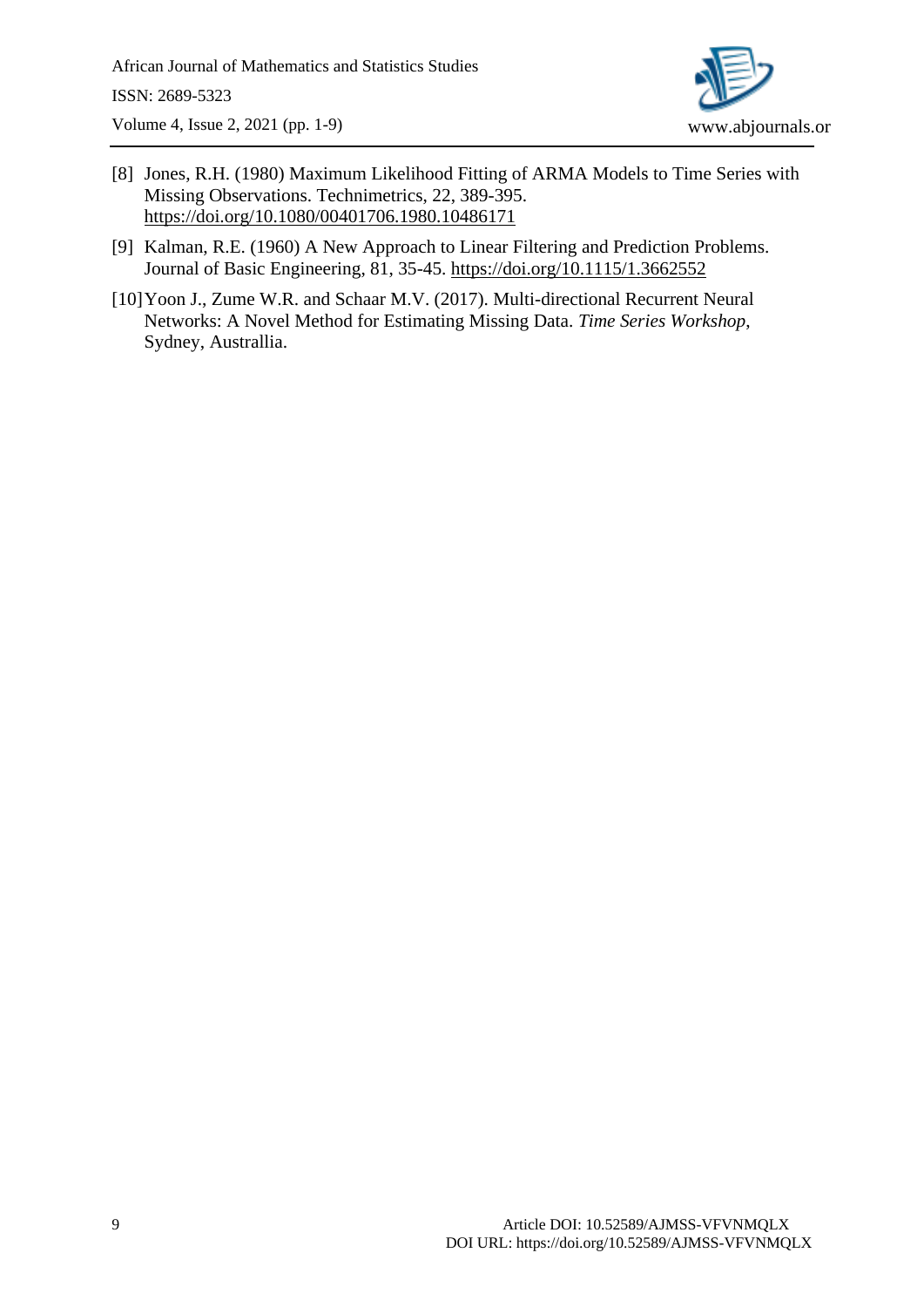[8] Jones, R.H. (1980) Maximum Likelihood Fitting of ARMA Models to Time Series with Missing Observations. Technimetrics, 22, 389-395. https://doi.org/10.1080/00401706.1980.10486171

[9] Kalman, R.E. (1960) A New Approach to Linear Filtering and Prediction Problems. Journal of Basic Engineering, 81, 35-45. https://doi.org/10.1115/1.3662552

[10] Yoon J., Zume W.R. and Schaar M.V. (2017). Multi-directional Recurrent Neural Networks: A Novel Method for Estimating Missing Data. *Time Series Workshop*, Sydney, Australlia.